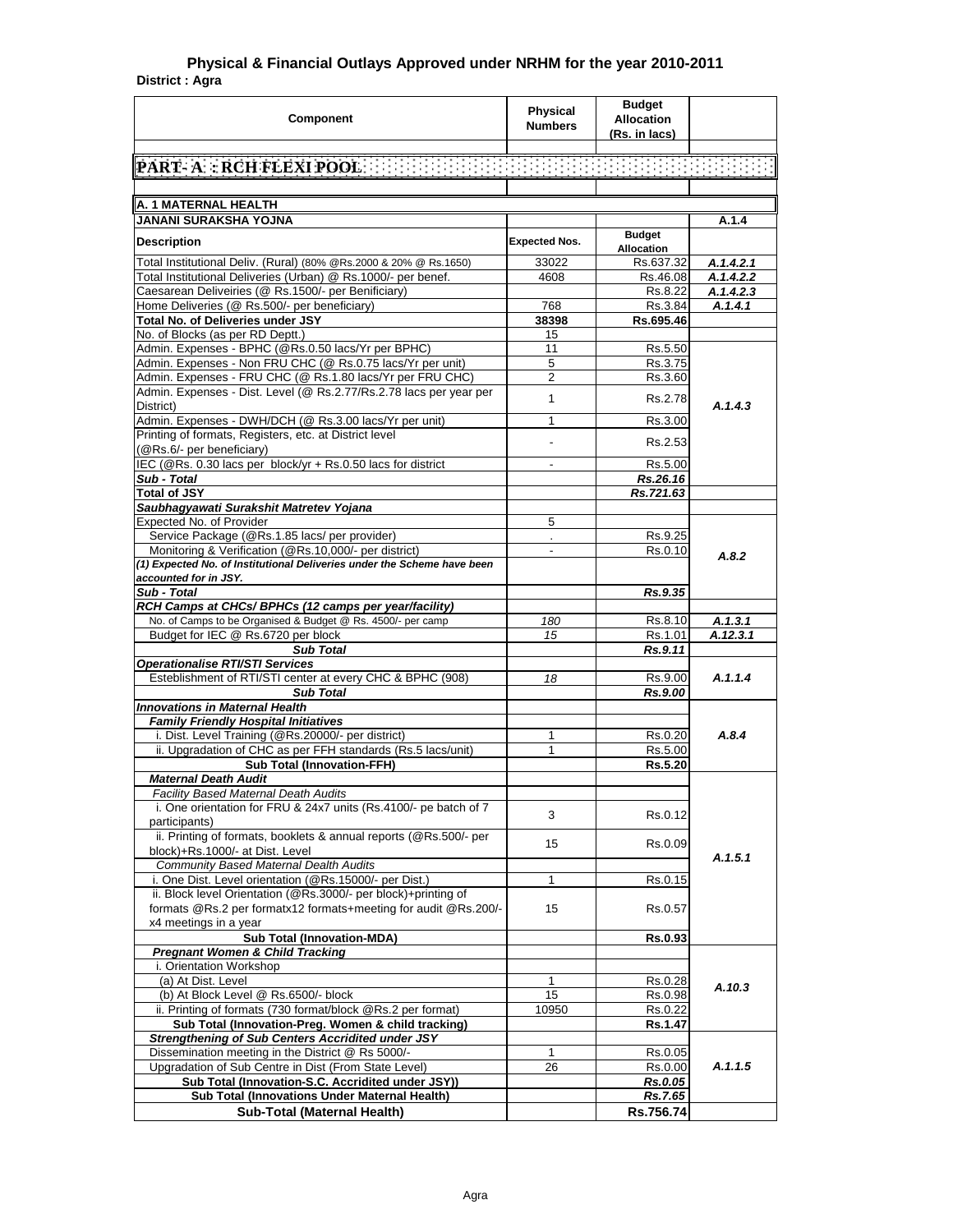# Physical & Financial Outlays Approved under NRHM for the year 2010-2011

**District : Agra**

| Component | Physical Numbers | Budget Allocation (Rs. in lacs) | |
|---|---|---|---|
| **PART- A : RCH FLEXI POOL** | | | |
| **A. 1 MATERNAL HEALTH** | | | |
| **JANANI SURAKSHA YOJNA** | | | **A.1.4** |
| **Description** | **Expected Nos.** | **Budget Allocation** | |
| Total Institutional Deliv. (Rural) (80% @Rs.2000 & 20% @ Rs.1650) | 33022 | Rs.637.32 | *A.1.4.2.1* |
| Total Institutional Deliveries (Urban) @ Rs.1000/- per benef. | 4608 | Rs.46.08 | *A.1.4.2.2* |
| Caesarean Deliveiries (@ Rs.1500/- per Benificiary) | | Rs.8.22 | *A.1.4.2.3* |
| Home Deliveries (@ Rs.500/- per beneficiary) | 768 | Rs.3.84 | *A.1.4.1* |
| **Total No. of Deliveries under JSY** | **38398** | **Rs.695.46** | |
| No. of Blocks (as per RD Deptt.) | 15 | | |
| Admin. Expenses - BPHC (@Rs.0.50 lacs/Yr per BPHC) | 11 | Rs.5.50 | *A.1.4.3* |
| Admin. Expenses - Non FRU CHC (@ Rs.0.75 lacs/Yr per unit) | 5 | Rs.3.75 | |
| Admin. Expenses - FRU CHC (@ Rs.1.80 lacs/Yr per FRU CHC) | 2 | Rs.3.60 | |
| Admin. Expenses - Dist. Level (@ Rs.2.77/Rs.2.78 lacs per year per District) | 1 | Rs.2.78 | |
| Admin. Expenses - DWH/DCH (@ Rs.3.00 lacs/Yr per unit) | 1 | Rs.3.00 | |
| Printing of formats, Registers, etc. at District level (@Rs.6/- per beneficiary) | - | Rs.2.53 | |
| IEC (@Rs. 0.30 lacs per block/yr + Rs.0.50 lacs for district | - | Rs.5.00 | |
| ***Sub - Total*** | | ***Rs.26.16*** | |
| **Total of JSY** | | ***Rs.721.63*** | |
| ***Saubhagyawati Surakshit Matretev Yojana*** | | | |
| Expected No. of Provider | 5 | | *A.8.2* |
| Service Package (@Rs.1.85 lacs/ per provider) | . | Rs.9.25 | |
| Monitoring & Verification (@Rs.10,000/- per district) | - | Rs.0.10 | |
| ***(1) Expected No. of Institutional Deliveries under the Scheme have been accounted for in JSY.*** | | | |
| ***Sub - Total*** | | ***Rs.9.35*** | |
| ***RCH Camps at CHCs/ BPHCs (12 camps per year/facility)*** | | | |
| No. of Camps to be Organised & Budget @ Rs. 4500/- per camp | *180* | Rs.8.10 | *A.1.3.1* |
| Budget for IEC @ Rs.6720 per block | *15* | Rs.1.01 | *A.12.3.1* |
| ***Sub Total*** | | ***Rs.9.11*** | |
| ***Operationalise RTI/STI Services*** | | | |
| Esteblishment of RTI/STI center at every CHC & BPHC (908) | *18* | Rs.9.00 | *A.1.1.4* |
| ***Sub Total*** | | ***Rs.9.00*** | |
| ***Innovations in Maternal Health*** | | | |
| ***Family Friendly Hospital Initiatives*** | | | *A.8.4* |
| i. Dist. Level Training (@Rs.20000/- per district) | 1 | Rs.0.20 | |
| ii. Upgradation of CHC as per FFH standards (Rs.5 lacs/unit) | 1 | Rs.5.00 | |
| **Sub Total (Innovation-FFH)** | | **Rs.5.20** | |
| ***Maternal Death Audit*** | | | *A.1.5.1* |
| *Facility Based Maternal Death Audits* | | | |
| i. One orientation for FRU & 24x7 units (Rs.4100/- pe batch of 7 participants) | 3 | Rs.0.12 | |
| ii. Printing of formats, booklets & annual reports (@Rs.500/- per block)+Rs.1000/- at Dist. Level | 15 | Rs.0.09 | |
| *Community Based Maternal Dealth Audits* | | | |
| i. One Dist. Level orientation (@Rs.15000/- per Dist.) | 1 | Rs.0.15 | |
| ii. Block level Orientation (@Rs.3000/- per block)+printing of formats @Rs.2 per formatx12 formats+meeting for audit @Rs.200/- x4 meetings in a year | 15 | Rs.0.57 | |
| **Sub Total (Innovation-MDA)** | | **Rs.0.93** | |
| ***Pregnant Women & Child Tracking*** | | | *A.10.3* |
| i. Orientation Workshop | | | |
| (a) At Dist. Level | 1 | Rs.0.28 | |
| (b) At Block Level @ Rs.6500/- block | 15 | Rs.0.98 | |
| ii. Printing of formats (730 format/block @Rs.2 per format) | 10950 | Rs.0.22 | |
| **Sub Total (Innovation-Preg. Women & child tracking)** | | **Rs.1.47** | |
| ***Strengthening of Sub Centers Accridited under JSY*** | | | *A.1.1.5* |
| Dissemination meeting in the District @ Rs 5000/- | 1 | Rs.0.05 | |
| Upgradation of Sub Centre in Dist (From State Level) | 26 | Rs.0.00 | |
| **Sub Total (Innovation-S.C. Accridited under JSY))** | | ***Rs.0.05*** | |
| **Sub Total (Innovations Under Maternal Health)** | | ***Rs.7.65*** | |
| **Sub-Total (Maternal Health)** | | **Rs.756.74** | |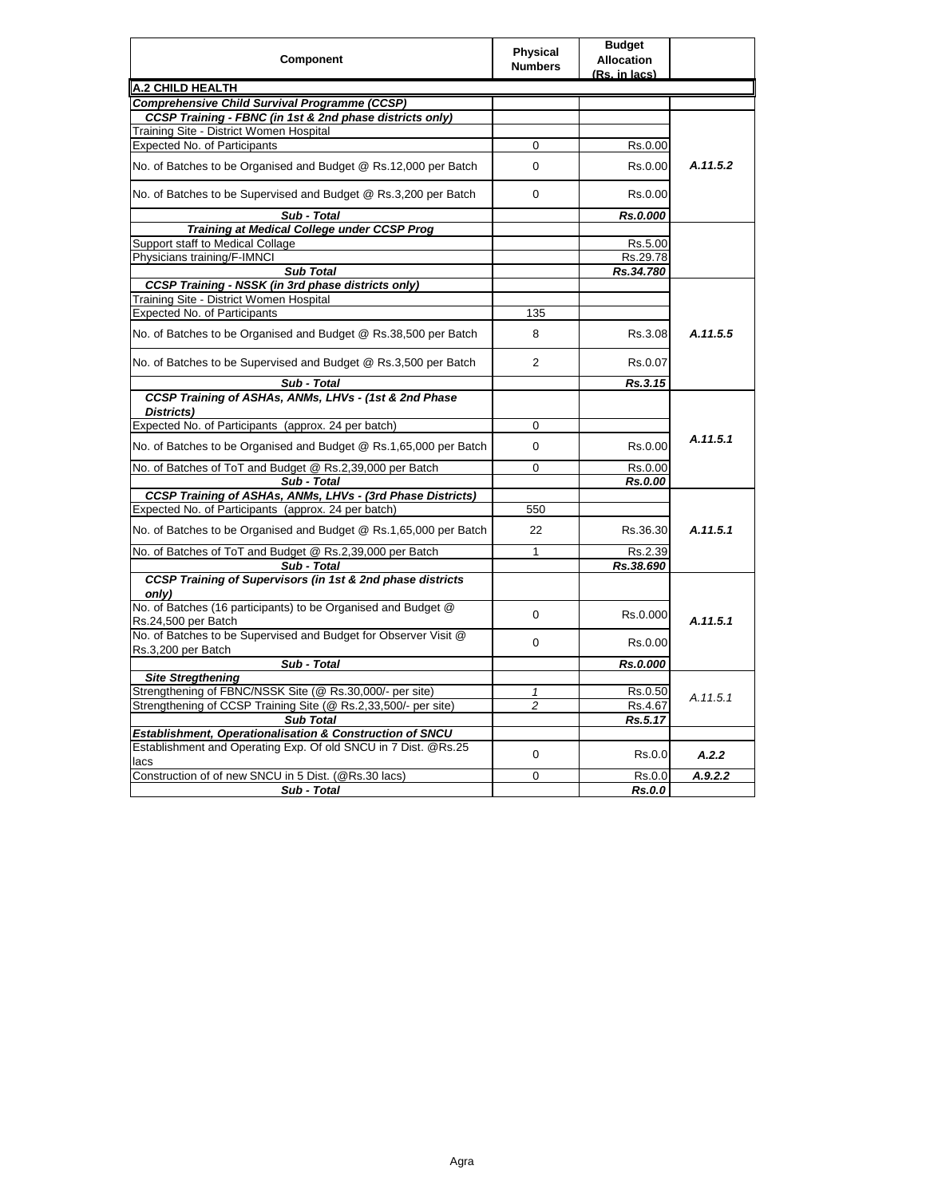| Component | Physical Numbers | Budget Allocation (Rs. in lacs) | |
|---|---|---|---|
| **A.2 CHILD HEALTH** | | | |
| ***Comprehensive Child Survival Programme (CCSP)*** | | | |
| ***CCSP Training - FBNC (in 1st & 2nd phase districts only)*** | | | |
| Training Site - District Women Hospital | | | |
| Expected No. of Participants | 0 | Rs.0.00 | |
| No. of Batches to be Organised and Budget @ Rs.12,000 per Batch | 0 | Rs.0.00 | ***A.11.5.2*** |
| No. of Batches to be Supervised and Budget @ Rs.3,200 per Batch | 0 | Rs.0.00 | |
| ***Sub - Total*** | | ***Rs.0.000*** | |
| ***Training at Medical College under CCSP Prog*** | | | |
| Support staff to Medical Collage | | Rs.5.00 | |
| Physicians training/F-IMNCI | | Rs.29.78 | |
| ***Sub Total*** | | ***Rs.34.780*** | |
| ***CCSP Training - NSSK (in 3rd phase districts only)*** | | | |
| Training Site - District Women Hospital | | | |
| Expected No. of Participants | 135 | | |
| No. of Batches to be Organised and Budget @ Rs.38,500 per Batch | 8 | Rs.3.08 | ***A.11.5.5*** |
| No. of Batches to be Supervised and Budget @ Rs.3,500 per Batch | 2 | Rs.0.07 | |
| ***Sub - Total*** | | ***Rs.3.15*** | |
| ***CCSP Training of ASHAs, ANMs, LHVs - (1st & 2nd Phase Districts)*** | | | |
| Expected No. of Participants (approx. 24 per batch) | 0 | | |
| No. of Batches to be Organised and Budget @ Rs.1,65,000 per Batch | 0 | Rs.0.00 | ***A.11.5.1*** |
| No. of Batches of ToT and Budget @ Rs.2,39,000 per Batch | 0 | Rs.0.00 | |
| ***Sub - Total*** | | ***Rs.0.00*** | |
| ***CCSP Training of ASHAs, ANMs, LHVs - (3rd Phase Districts)*** | | | |
| Expected No. of Participants (approx. 24 per batch) | 550 | | |
| No. of Batches to be Organised and Budget @ Rs.1,65,000 per Batch | 22 | Rs.36.30 | ***A.11.5.1*** |
| No. of Batches of ToT and Budget @ Rs.2,39,000 per Batch | 1 | Rs.2.39 | |
| ***Sub - Total*** | | ***Rs.38.690*** | |
| ***CCSP Training of Supervisors (in 1st & 2nd phase districts only)*** | | | |
| No. of Batches (16 participants) to be Organised and Budget @ Rs.24,500 per Batch | 0 | Rs.0.000 | ***A.11.5.1*** |
| No. of Batches to be Supervised and Budget for Observer Visit @ Rs.3,200 per Batch | 0 | Rs.0.00 | |
| ***Sub - Total*** | | ***Rs.0.000*** | |
| ***Site Stregthening*** | | | |
| Strengthening of FBNC/NSSK Site (@ Rs.30,000/- per site) | *1* | Rs.0.50 | *A.11.5.1* |
| Strengthening of CCSP Training Site (@ Rs.2,33,500/- per site) | *2* | Rs.4.67 | |
| ***Sub Total*** | | ***Rs.5.17*** | |
| ***Establishment, Operationalisation & Construction of SNCU*** | | | |
| Establishment and Operating Exp. Of old SNCU in 7 Dist. @Rs.25 lacs | 0 | Rs.0.0 | ***A.2.2*** |
| Construction of of new SNCU in 5 Dist. (@Rs.30 lacs) | 0 | Rs.0.0 | ***A.9.2.2*** |
| ***Sub - Total*** | | ***Rs.0.0*** | |

Agra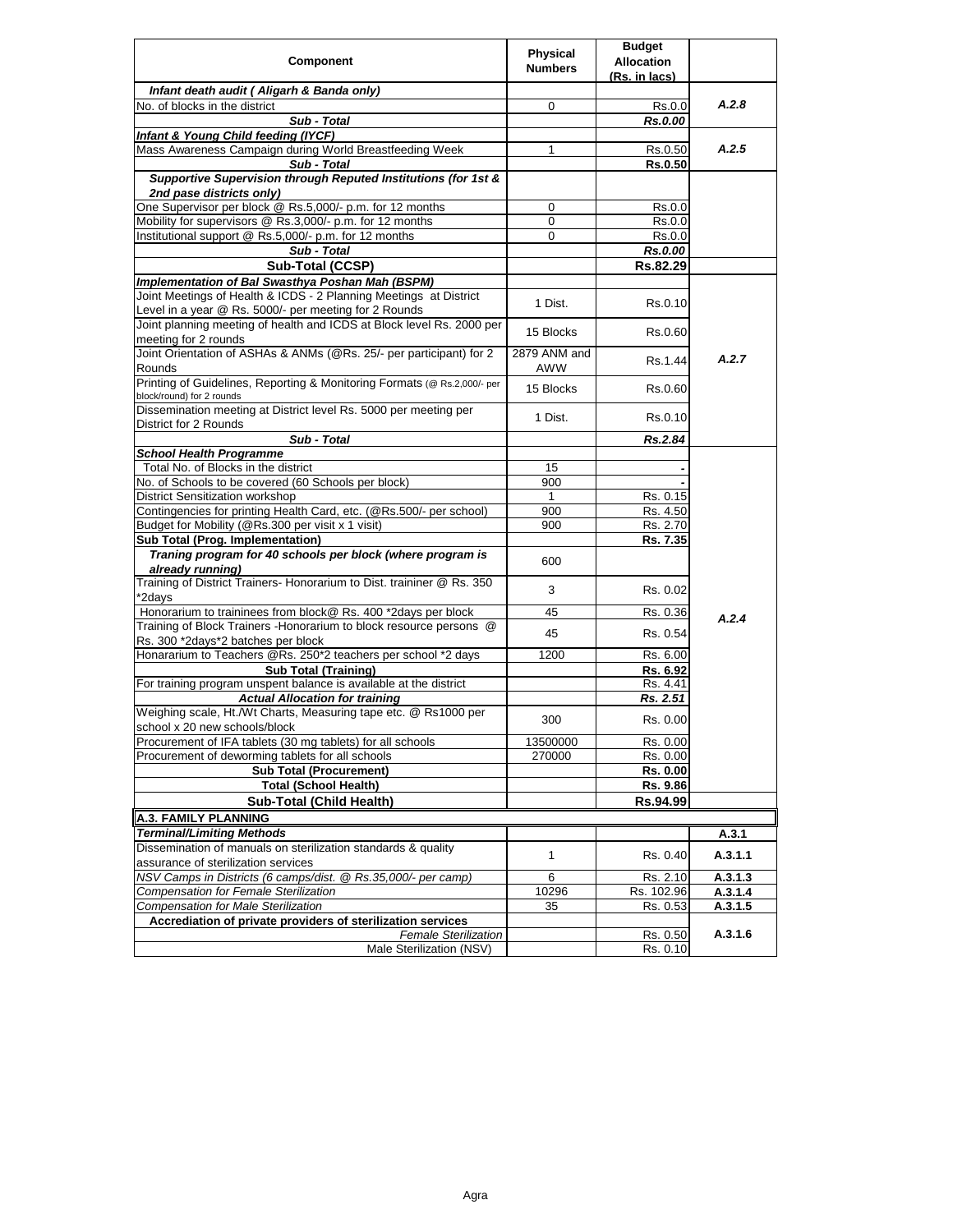| Component | Physical Numbers | Budget Allocation (Rs. in lacs) | |
|---|---|---|---|
| ***Infant death audit ( Aligarh & Banda only)*** | | | |
| No. of blocks in the district | 0 | Rs.0.0 | ***A.2.8*** |
| ***Sub - Total*** | | ***Rs.0.00*** | |
| ***Infant & Young Child feeding (IYCF)*** | | | |
| Mass Awareness Campaign during World Breastfeeding Week | 1 | Rs.0.50 | ***A.2.5*** |
| ***Sub - Total*** | | **Rs.0.50** | |
| ***Supportive Supervision through Reputed Institutions (for 1st & 2nd pase districts only)*** | | | |
| One Supervisor per block @ Rs.5,000/- p.m. for 12 months | 0 | Rs.0.0 | |
| Mobility for supervisors @ Rs.3,000/- p.m. for 12 months | 0 | Rs.0.0 | |
| Institutional support @ Rs.5,000/- p.m. for 12 months | 0 | Rs.0.0 | |
| ***Sub - Total*** | | ***Rs.0.00*** | |
| **Sub-Total (CCSP)** | | **Rs.82.29** | |
| ***Implementation of Bal Swasthya Poshan Mah (BSPM)*** | | | |
| Joint Meetings of Health & ICDS - 2 Planning Meetings at District Level in a year @ Rs. 5000/- per meeting for 2 Rounds | 1 Dist. | Rs.0.10 | ***A.2.7*** |
| Joint planning meeting of health and ICDS at Block level Rs. 2000 per meeting for 2 rounds | 15 Blocks | Rs.0.60 | |
| Joint Orientation of ASHAs & ANMs (@Rs. 25/- per participant) for 2 Rounds | 2879 ANM and AWW | Rs.1.44 | |
| Printing of Guidelines, Reporting & Monitoring Formats (@ Rs.2,000/- per block/round) for 2 rounds | 15 Blocks | Rs.0.60 | |
| Dissemination meeting at District level Rs. 5000 per meeting per District for 2 Rounds | 1 Dist. | Rs.0.10 | |
| ***Sub - Total*** | | ***Rs.2.84*** | |
| ***School Health Programme*** | | | ***A.2.4*** |
| Total No. of Blocks in the district | 15 | - | |
| No. of Schools to be covered (60 Schools per block) | 900 | - | |
| District Sensitization workshop | 1 | Rs. 0.15 | |
| Contingencies for printing Health Card, etc. (@Rs.500/- per school) | 900 | Rs. 4.50 | |
| Budget for Mobility (@Rs.300 per visit x 1 visit) | 900 | Rs. 2.70 | |
| **Sub Total (Prog. Implementation)** | | **Rs. 7.35** | |
| ***Traning program for 40 schools per block (where program is already running)*** | 600 | | |
| Training of District Trainers- Honorarium to Dist. traininer @ Rs. 350 *2days | 3 | Rs. 0.02 | |
| Honorarium to traininees from block@ Rs. 400 *2days per block | 45 | Rs. 0.36 | |
| Training of Block Trainers -Honorarium to block resource persons @ Rs. 300 *2days*2 batches per block | 45 | Rs. 0.54 | |
| Honorarium to Teachers @Rs. 250*2 teachers per school *2 days | 1200 | Rs. 6.00 | |
| **Sub Total (Training)** | | **Rs. 6.92** | |
| For training program unspent balance is available at the district | | Rs. 4.41 | |
| ***Actual Allocation for training*** | | ***Rs. 2.51*** | |
| Weighing scale, Ht./Wt Charts, Measuring tape etc. @ Rs1000 per school x 20 new schools/block | 300 | Rs. 0.00 | |
| Procurement of IFA tablets (30 mg tablets) for all schools | 13500000 | Rs. 0.00 | |
| Procurement of deworming tablets for all schools | 270000 | Rs. 0.00 | |
| **Sub Total (Procurement)** | | **Rs. 0.00** | |
| **Total (School Health)** | | **Rs. 9.86** | |
| **Sub-Total (Child Health)** | | **Rs.94.99** | |
| **A.3. FAMILY PLANNING** | | | |
| ***Terminal/Limiting Methods*** | | | **A.3.1** |
| Dissemination of manuals on sterilization standards & quality assurance of sterilization services | 1 | Rs. 0.40 | **A.3.1.1** |
| *NSV Camps in Districts (6 camps/dist. @ Rs.35,000/- per camp)* | 6 | Rs. 2.10 | **A.3.1.3** |
| *Compensation for Female Sterilization* | 10296 | Rs. 102.96 | **A.3.1.4** |
| *Compensation for Male Sterilization* | 35 | Rs. 0.53 | **A.3.1.5** |
| **Accrediation of private providers of sterilization services** | | | **A.3.1.6** |
| *Female Sterilization* | | Rs. 0.50 | |
| Male Sterilization (NSV) | | Rs. 0.10 | |

Agra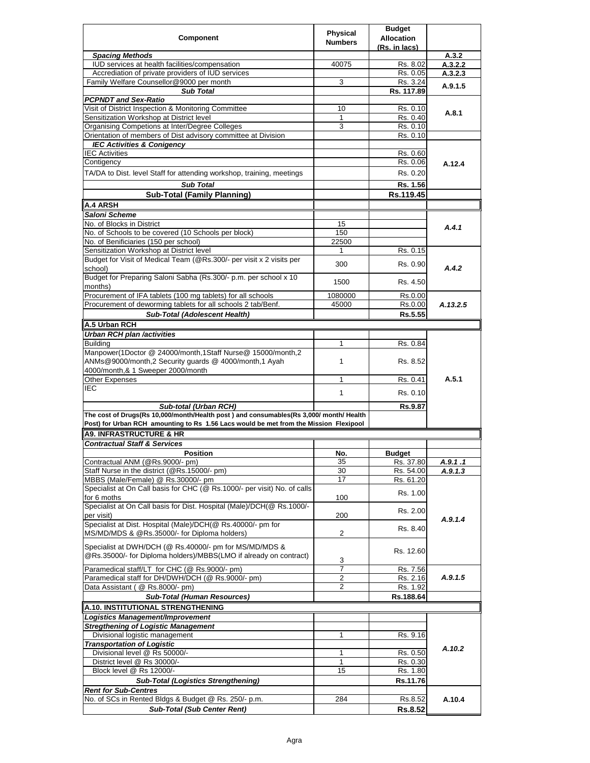| Component | Physical Numbers | Budget Allocation (Rs. in lacs) | |
|---|---|---|---|
| ***Spacing Methods*** | | | A.3.2 |
| IUD services at health facilities/compensation | 40075 | Rs. 8.02 | A.3.2.2 |
| Accrediation of private providers of IUD services | | Rs. 0.05 | A.3.2.3 |
| Family Welfare Counsellor@9000 per month | 3 | Rs. 3.24 | A.9.1.5 |
| ***Sub Total*** | | **Rs. 117.89** | |
| ***PCPNDT and Sex-Ratio*** | | | |
| Visit of District Inspection & Monitoring Committee | 10 | Rs. 0.10 | A.8.1 |
| Sensitization Workshop at District level | 1 | Rs. 0.40 | |
| Organising Competions at Inter/Degree Colleges | 3 | Rs. 0.10 | |
| Orientation of members of Dist advisory committee at Division | | Rs. 0.10 | |
| ***IEC Activities & Conigency*** | | | |
| IEC Activities | | Rs. 0.60 | A.12.4 |
| Contigency | | Rs. 0.06 | |
| TA/DA to Dist. level Staff for attending workshop, training, meetings | | Rs. 0.20 | |
| ***Sub Total*** | | **Rs. 1.56** | |
| **Sub-Total (Family Planning)** | | **Rs.119.45** | |
| **A.4 ARSH** | | | |
| ***Saloni Scheme*** | | | |
| No. of Blocks in District | 15 | | *A.4.1* |
| No. of Schools to be covered (10 Schools per block) | 150 | | |
| No. of Benificiaries (150 per school) | 22500 | | |
| Sensitization Workshop at District level | 1 | Rs. 0.15 | *A.4.2* |
| Budget for Visit of Medical Team (@Rs.300/- per visit x 2 visits per school) | 300 | Rs. 0.90 | |
| Budget for Preparing Saloni Sabha (Rs.300/- p.m. per school x 10 months) | 1500 | Rs. 4.50 | |
| Procurement of IFA tablets (100 mg tablets) for all schools | 1080000 | Rs.0.00 | *A.13.2.5* |
| Procurement of deworming tablets for all schools 2 tab/Benf. | 45000 | Rs.0.00 | |
| ***Sub-Total (Adolescent Health)*** | | **Rs.5.55** | |
| **A.5 Urban RCH** | | | |
| ***Urban RCH plan /activities*** | | | A.5.1 |
| Building | 1 | Rs. 0.84 | |
| Manpower(1Doctor @ 24000/month,1Staff Nurse@ 15000/month,2 ANMs@9000/month,2 Security guards @ 4000/month,1 Ayah 4000/month,& 1 Sweeper 2000/month | 1 | Rs. 8.52 | |
| Other Expenses | 1 | Rs. 0.41 | |
| IEC | 1 | Rs. 0.10 | |
| ***Sub-total (Urban RCH)*** | | **Rs.9.87** | |
| **The cost of Drugs(Rs 10,000/month/Health post ) and consumables(Rs 3,000/ month/ Health Post) for Urban RCH amounting to Rs 1.56 Lacs would be met from the Mission Flexipool** | | | |
| **A9. INFRASTRUCTURE & HR** | | | |
| ***Contractual Staff & Services*** | | | |
| **Position** | **No.** | **Budget** | |
| Contractual ANM (@Rs.9000/- pm) | 35 | Rs. 37.80 | *A.9.1 .1* |
| Staff Nurse in the district (@Rs.15000/- pm) | 30 | Rs. 54.00 | *A.9.1.3* |
| MBBS (Male/Female) @ Rs.30000/- pm | 17 | Rs. 61.20 | *A.9.1.4* |
| Specialist at On Call basis for CHC (@ Rs.1000/- per visit) No. of calls for 6 moths | 100 | Rs. 1.00 | |
| Specialist at On Call basis for Dist. Hospital (Male)/DCH(@ Rs.1000/- per visit) | 200 | Rs. 2.00 | |
| Specialist at Dist. Hospital (Male)/DCH(@ Rs.40000/- pm for MS/MD/MDS & @Rs.35000/- for Diploma holders) | 2 | Rs. 8.40 | |
| Specialist at DWH/DCH (@ Rs.40000/- pm for MS/MD/MDS & @Rs.35000/- for Diploma holders)/MBBS(LMO if already on contract) | 3 | Rs. 12.60 | |
| Paramedical staff/LT for CHC (@ Rs.9000/- pm) | 7 | Rs. 7.56 | *A.9.1.5* |
| Paramedical staff for DH/DWH/DCH (@ Rs.9000/- pm) | 2 | Rs. 2.16 | |
| Data Assistant ( @ Rs.8000/- pm) | 2 | Rs. 1.92 | |
| ***Sub-Total (Human Resources)*** | | **Rs.188.64** | |
| **A.10. INSTITUTIONAL STRENGTHENING** | | | |
| ***Logistics Management/Improvement*** | | | *A.10.2* |
| ***Stregthening of Logistic Management*** | | | |
| Divisional logistic management | 1 | Rs. 9.16 | |
| ***Transportation of Logistic*** | | | |
| Divisional level @ Rs 50000/- | 1 | Rs. 0.50 | |
| District level @ Rs 30000/- | 1 | Rs. 0.30 | |
| Block level @ Rs 12000/- | 15 | Rs. 1.80 | |
| ***Sub-Total (Logistics Strengthening)*** | | **Rs.11.76** | |
| ***Rent for Sub-Centres*** | | | |
| No. of SCs in Rented Bldgs & Budget @ Rs. 250/- p.m. | 284 | Rs.8.52 | A.10.4 |
| ***Sub-Total (Sub Center Rent)*** | | **Rs.8.52** | |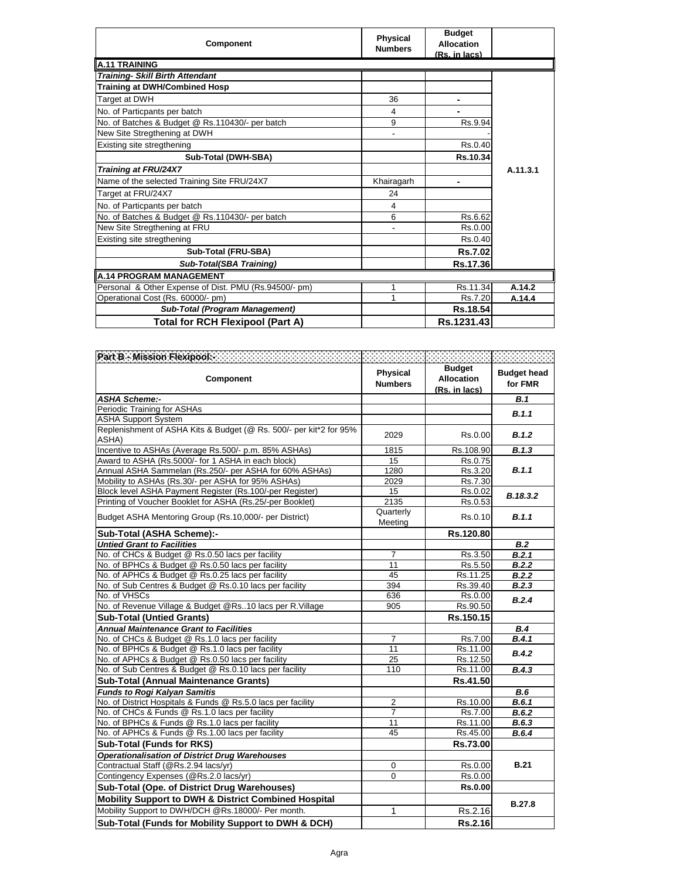| Component | Physical Numbers | Budget Allocation (Rs. in lacs) | |
|---|---|---|---|
| **A.11 TRAINING** | | | |
| ***Training- Skill Birth Attendant*** | | | |
| **Training at DWH/Combined Hosp** | | | |
| Target at DWH | 36 | - | |
| No. of Particpants per batch | 4 | - | |
| No. of Batches & Budget @ Rs.110430/- per batch | 9 | Rs.9.94 | |
| New Site Stregthening at DWH | - | - | |
| Existing site stregthening | | Rs.0.40 | |
| **Sub-Total (DWH-SBA)** | | **Rs.10.34** | |
| ***Training at FRU/24X7*** | | | **A.11.3.1** |
| Name of the selected Training Site FRU/24X7 | Khairagarh | - | |
| Target at FRU/24X7 | 24 | | |
| No. of Particpants per batch | 4 | | |
| No. of Batches & Budget @ Rs.110430/- per batch | 6 | Rs.6.62 | |
| New Site Stregthening at FRU | - | Rs.0.00 | |
| Existing site stregthening | | Rs.0.40 | |
| **Sub-Total (FRU-SBA)** | | **Rs.7.02** | |
| ***Sub-Total(SBA Training)*** | | **Rs.17.36** | |
| **A.14 PROGRAM MANAGEMENT** | | | |
| Personal & Other Expense of Dist. PMU (Rs.94500/- pm) | 1 | Rs.11.34 | **A.14.2** |
| Operational Cost (Rs. 60000/- pm) | 1 | Rs.7.20 | **A.14.4** |
| ***Sub-Total (Program Management)*** | | **Rs.18.54** | |
| **Total for RCH Flexipool (Part A)** | | **Rs.1231.43** | |

| Part B - Mission Flexipool:- | | | |
|---|---|---|---|
| **Component** | **Physical Numbers** | **Budget Allocation (Rs. in lacs)** | **Budget head for FMR** |
| ***ASHA Scheme:-*** | | | ***B.1*** |
| Periodic Training for ASHAs | | | ***B.1.1*** |
| ASHA Support System | | | |
| Replenishment of ASHA Kits & Budget (@ Rs. 500/- per kit*2 for 95% ASHA) | 2029 | Rs.0.00 | ***B.1.2*** |
| Incentive to ASHAs (Average Rs.500/- p.m. 85% ASHAs) | 1815 | Rs.108.90 | ***B.1.3*** |
| Award to ASHA (Rs.5000/- for 1 ASHA in each block) | 15 | Rs.0.75 | |
| Annual ASHA Sammelan (Rs.250/- per ASHA for 60% ASHAs) | 1280 | Rs.3.20 | ***B.1.1*** |
| Mobility to ASHAs (Rs.30/- per ASHA for 95% ASHAs) | 2029 | Rs.7.30 | |
| Block level ASHA Payment Register (Rs.100/-per Register) | 15 | Rs.0.02 | ***B.18.3.2*** |
| Printing of Voucher Booklet for ASHA (Rs.25/-per Booklet) | 2135 | Rs.0.53 | |
| Budget ASHA Mentoring Group (Rs.10,000/- per District) | Quarterly Meeting | Rs.0.10 | ***B.1.1*** |
| **Sub-Total (ASHA Scheme):-** | | **Rs.120.80** | |
| ***Untied Grant to Facilities*** | | | ***B.2*** |
| No. of CHCs & Budget @ Rs.0.50 lacs per facility | 7 | Rs.3.50 | ***B.2.1*** |
| No. of BPHCs & Budget @ Rs.0.50 lacs per facility | 11 | Rs.5.50 | ***B.2.2*** |
| No. of APHCs & Budget @ Rs.0.25 lacs per facility | 45 | Rs.11.25 | ***B.2.2*** |
| No. of Sub Centres & Budget @ Rs.0.10 lacs per facility | 394 | Rs.39.40 | ***B.2.3*** |
| No. of VHSCs | 636 | Rs.0.00 | ***B.2.4*** |
| No. of Revenue Village & Budget @Rs..10 lacs per R.Village | 905 | Rs.90.50 | |
| **Sub-Total (Untied Grants)** | | **Rs.150.15** | |
| ***Annual Maintenance Grant to Facilities*** | | | ***B.4*** |
| No. of CHCs & Budget @ Rs.1.0 lacs per facility | 7 | Rs.7.00 | ***B.4.1*** |
| No. of BPHCs & Budget @ Rs.1.0 lacs per facility | 11 | Rs.11.00 | ***B.4.2*** |
| No. of APHCs & Budget @ Rs.0.50 lacs per facility | 25 | Rs.12.50 | |
| No. of Sub Centres & Budget @ Rs.0.10 lacs per facility | 110 | Rs.11.00 | ***B.4.3*** |
| **Sub-Total (Annual Maintenance Grants)** | | **Rs.41.50** | |
| ***Funds to Rogi Kalyan Samitis*** | | | ***B.6*** |
| No. of District Hospitals & Funds @ Rs.5.0 lacs per facility | 2 | Rs.10.00 | ***B.6.1*** |
| No. of CHCs & Funds @ Rs.1.0 lacs per facility | 7 | Rs.7.00 | ***B.6.2*** |
| No. of BPHCs & Funds @ Rs.1.0 lacs per facility | 11 | Rs.11.00 | ***B.6.3*** |
| No. of APHCs & Funds @ Rs.1.00 lacs per facility | 45 | Rs.45.00 | ***B.6.4*** |
| **Sub-Total (Funds for RKS)** | | **Rs.73.00** | |
| ***Operationalisation of District Drug Warehouses*** | | | |
| Contractual Staff (@Rs.2.94 lacs/yr) | 0 | Rs.0.00 | **B.21** |
| Contingency Expenses (@Rs.2.0 lacs/yr) | 0 | Rs.0.00 | |
| **Sub-Total (Ope. of District Drug Warehouses)** | | **Rs.0.00** | |
| **Mobility Support to DWH & District Combined Hospital** | | | **B.27.8** |
| Mobility Support to DWH/DCH @Rs.18000/- Per month. | 1 | Rs.2.16 | |
| **Sub-Total (Funds for Mobility Support to DWH & DCH)** | | **Rs.2.16** | |

Agra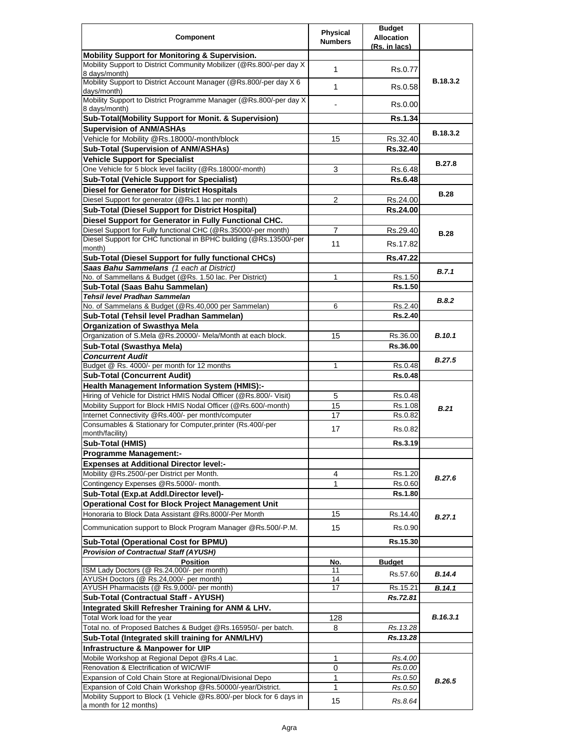| Component | Physical Numbers | Budget Allocation (Rs. in lacs) | |
|---|---|---|---|
| **Mobility Support for Monitoring & Supervision.** | | | |
| Mobility Support to District Community Mobilizer (@Rs.800/-per day X 8 days/month) | 1 | Rs.0.77 | **B.18.3.2** |
| Mobility Support to District Account Manager (@Rs.800/-per day X 6 days/month) | 1 | Rs.0.58 | |
| Mobility Support to District Programme Manager (@Rs.800/-per day X 8 days/month) | - | Rs.0.00 | |
| **Sub-Total(Mobility Support for Monit. & Supervision)** | | **Rs.1.34** | |
| **Supervision of ANM/ASHAs** | | | **B.18.3.2** |
| Vehicle for Mobility @Rs.18000/-month/block | 15 | Rs.32.40 | |
| **Sub-Total (Supervision of ANM/ASHAs)** | | **Rs.32.40** | |
| **Vehicle Support for Specialist** | | | **B.27.8** |
| One Vehicle for 5 block level facility (@Rs.18000/-month) | 3 | Rs.6.48 | |
| **Sub-Total (Vehicle Support for Specialist)** | | **Rs.6.48** | |
| **Diesel for Generator for District Hospitals** | | | **B.28** |
| Diesel Support for generator (@Rs.1 lac per month) | 2 | Rs.24.00 | |
| **Sub-Total (Diesel Support for District Hospital)** | | **Rs.24.00** | |
| **Diesel Support for Generator in Fully Functional CHC.** | | | |
| Diesel Support for Fully functional CHC (@Rs.35000/-per month) | 7 | Rs.29.40 | **B.28** |
| Diesel Support for CHC functional in BPHC building (@Rs.13500/-per month) | 11 | Rs.17.82 | |
| **Sub-Total (Diesel Support for fully functional CHCs)** | | **Rs.47.22** | |
| ***Saas Bahu Sammelans** (1 each at District)* | | | ***B.7.1*** |
| No. of Sammellans & Budget (@Rs. 1.50 lac. Per District) | 1 | Rs.1.50 | |
| **Sub-Total (Saas Bahu Sammelan)** | | **Rs.1.50** | |
| ***Tehsil level Pradhan Sammelan*** | | | ***B.8.2*** |
| No. of Sammelans & Budget (@Rs.40,000 per Sammelan) | 6 | Rs.2.40 | |
| **Sub-Total (Tehsil level Pradhan Sammelan)** | | **Rs.2.40** | |
| **Organization of Swasthya Mela** | | | |
| Organization of S.Mela @Rs.20000/- Mela/Month at each block. | 15 | Rs.36.00 | ***B.10.1*** |
| **Sub-Total (Swasthya Mela)** | | **Rs.36.00** | |
| ***Concurrent Audit*** | | | ***B.27.5*** |
| Budget @ Rs. 4000/- per month for 12 months | 1 | Rs.0.48 | |
| **Sub-Total (Concurrent Audit)** | | **Rs.0.48** | |
| **Health Management Information System (HMIS):-** | | | |
| Hiring of Vehicle for District HMIS Nodal Officer (@Rs.800/- Visit) | 5 | Rs.0.48 | ***B.21*** |
| Mobility Support for Block HMIS Nodal Officer (@Rs.600/-month) | 15 | Rs.1.08 | |
| Internet Connectivity @Rs.400/- per month/computer | 17 | Rs.0.82 | |
| Consumables & Stationary for Computer,printer (Rs.400/-per month/facility) | 17 | Rs.0.82 | |
| **Sub-Total (HMIS)** | | **Rs.3.19** | |
| **Programme Management:-** | | | |
| **Expenses at Additional Director level:-** | | | |
| Mobility @Rs.2500/-per District per Month. | 4 | Rs.1.20 | ***B.27.6*** |
| Contingency Expenses @Rs.5000/- month. | 1 | Rs.0.60 | |
| **Sub-Total (Exp.at Addl.Director level)-** | | **Rs.1.80** | |
| **Operational Cost for Block Project Management Unit** | | | |
| Honoraria to Block Data Assistant @Rs.8000/-Per Month | 15 | Rs.14.40 | ***B.27.1*** |
| Communication support to Block Program Manager @Rs.500/-P.M. | 15 | Rs.0.90 | |
| **Sub-Total (Operational Cost for BPMU)** | | **Rs.15.30** | |
| ***Provision of Contractual Staff (AYUSH)*** | | | |
| **Position** | **No.** | **Budget** | |
| ISM Lady Doctors (@ Rs.24,000/- per month) | 11 | Rs.57.60 | ***B.14.4*** |
| AYUSH Doctors (@ Rs.24,000/- per month) | 14 | | |
| AYUSH Pharmacists (@ Rs.9,000/- per month) | 17 | Rs.15.21 | ***B.14.1*** |
| **Sub-Total (Contractual Staff - AYUSH)** | | ***Rs.72.81*** | |
| **Integrated Skill Refresher Training for ANM & LHV.** | | | |
| Total Work load for the year | 128 | | ***B.16.3.1*** |
| Total no. of Proposed Batches & Budget @Rs.165950/- per batch. | 8 | *Rs.13.28* | |
| **Sub-Total (Integrated skill training for ANM/LHV)** | | ***Rs.13.28*** | |
| **Infrastructure & Manpower for UIP** | | | |
| Mobile Workshop at Regional Depot @Rs.4 Lac. | 1 | *Rs.4.00* | ***B.26.5*** |
| Renovation & Electrification of WIC/WIF | 0 | *Rs.0.00* | |
| Expansion of Cold Chain Store at Regional/Divisional Depo | 1 | *Rs.0.50* | |
| Expansion of Cold Chain Workshop @Rs.50000/-year/District. | 1 | *Rs.0.50* | |
| Mobility Support to Block (1 Vehicle @Rs.800/-per block for 6 days in a month for 12 months) | 15 | *Rs.8.64* | |

Agra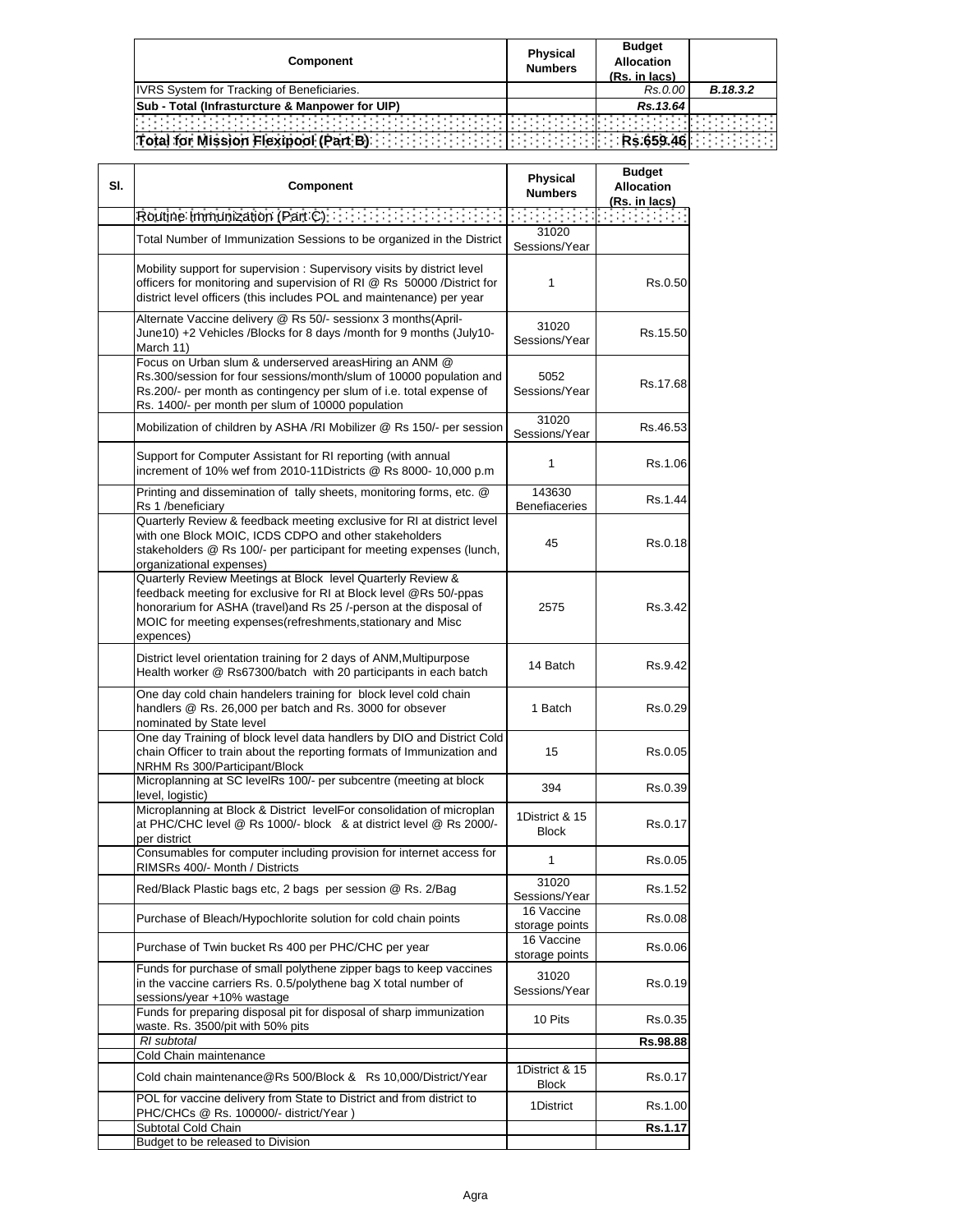| Component | Physical Numbers | Budget Allocation (Rs. in lacs) | |
|---|---|---|---|
| IVRS System for Tracking of Beneficiaries. | | *Rs.0.00* | ***B.18.3.2*** |
| **Sub - Total (Infrasturcture & Manpower for UIP)** | | ***Rs.13.64*** | |
| | | | |
| **Total for Mission Flexipool (Part B)** | | **Rs.659.46** | |

| Sl. | Component | Physical Numbers | Budget Allocation (Rs. in lacs) |
|---|---|---|---|
| | Routine Immunization (Part C) | | |
| | Total Number of Immunization Sessions to be organized in the District | 31020 Sessions/Year | |
| | Mobility support for supervision : Supervisory visits by district level officers for monitoring and supervision of RI @ Rs 50000 /District for district level officers (this includes POL and maintenance) per year | 1 | Rs.0.50 |
| | Alternate Vaccine delivery @ Rs 50/- sessionx 3 months(April-June10) +2 Vehicles /Blocks for 8 days /month for 9 months (July10-March 11) | 31020 Sessions/Year | Rs.15.50 |
| | Focus on Urban slum & underserved areasHiring an ANM @ Rs.300/session for four sessions/month/slum of 10000 population and Rs.200/- per month as contingency per slum of i.e. total expense of Rs. 1400/- per month per slum of 10000 population | 5052 Sessions/Year | Rs.17.68 |
| | Mobilization of children by ASHA /RI Mobilizer @ Rs 150/- per session | 31020 Sessions/Year | Rs.46.53 |
| | Support for Computer Assistant for RI reporting (with annual increment of 10% wef from 2010-11Districts @ Rs 8000- 10,000 p.m | 1 | Rs.1.06 |
| | Printing and dissemination of tally sheets, monitoring forms, etc. @ Rs 1 /beneficiary | 143630 Benefiaceries | Rs.1.44 |
| | Quarterly Review & feedback meeting exclusive for RI at district level with one Block MOIC, ICDS CDPO and other stakeholders stakeholders @ Rs 100/- per participant for meeting expenses (lunch, organizational expenses) | 45 | Rs.0.18 |
| | Quarterly Review Meetings at Block level Quarterly Review & feedback meeting for exclusive for RI at Block level @Rs 50/-ppas honorarium for ASHA (travel)and Rs 25 /-person at the disposal of MOIC for meeting expenses(refreshments,stationary and Misc expences) | 2575 | Rs.3.42 |
| | District level orientation training for 2 days of ANM,Multipurpose Health worker @ Rs67300/batch with 20 participants in each batch | 14 Batch | Rs.9.42 |
| | One day cold chain handelers training for block level cold chain handlers @ Rs. 26,000 per batch and Rs. 3000 for obsever nominated by State level | 1 Batch | Rs.0.29 |
| | One day Training of block level data handlers by DIO and District Cold chain Officer to train about the reporting formats of Immunization and NRHM Rs 300/Participant/Block | 15 | Rs.0.05 |
| | Microplanning at SC levelRs 100/- per subcentre (meeting at block level, logistic) | 394 | Rs.0.39 |
| | Microplanning at Block & District levelFor consolidation of microplan at PHC/CHC level @ Rs 1000/- block & at district level @ Rs 2000/- per district | 1District & 15 Block | Rs.0.17 |
| | Consumables for computer including provision for internet access for RIMSRs 400/- Month / Districts | 1 | Rs.0.05 |
| | Red/Black Plastic bags etc, 2 bags per session @ Rs. 2/Bag | 31020 Sessions/Year | Rs.1.52 |
| | Purchase of Bleach/Hypochlorite solution for cold chain points | 16 Vaccine storage points | Rs.0.08 |
| | Purchase of Twin bucket Rs 400 per PHC/CHC per year | 16 Vaccine storage points | Rs.0.06 |
| | Funds for purchase of small polythene zipper bags to keep vaccines in the vaccine carriers Rs. 0.5/polythene bag X total number of sessions/year +10% wastage | 31020 Sessions/Year | Rs.0.19 |
| | Funds for preparing disposal pit for disposal of sharp immunization waste. Rs. 3500/pit with 50% pits | 10 Pits | Rs.0.35 |
| | *RI subtotal* | | **Rs.98.88** |
| | Cold Chain maintenance | | |
| | Cold chain maintenance@Rs 500/Block & Rs 10,000/District/Year | 1District & 15 Block | Rs.0.17 |
| | POL for vaccine delivery from State to District and from district to PHC/CHCs @ Rs. 100000/- district/Year ) | 1District | Rs.1.00 |
| | Subtotal Cold Chain | | **Rs.1.17** |
| | Budget to be released to Division | | |

Agra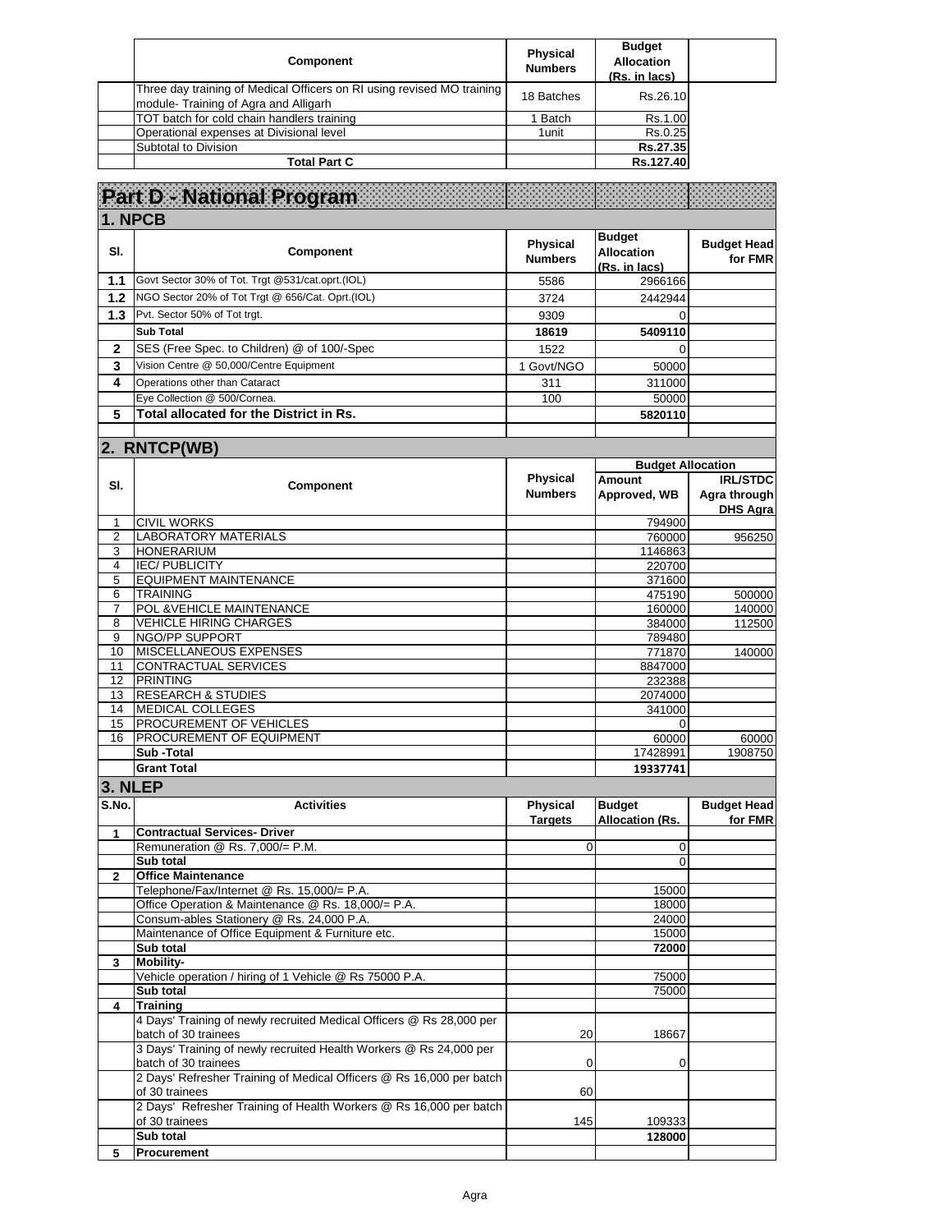| | Component | Physical Numbers | Budget Allocation (Rs. in lacs) | |
|---|---|---|---|---|
| | Three day training of Medical Officers on RI using revised MO training module- Training of Agra and Alligarh | 18 Batches | Rs.26.10 | |
| | TOT batch for cold chain handlers training | 1 Batch | Rs.1.00 | |
| | Operational expenses at Divisional level | 1unit | Rs.0.25 | |
| | Subtotal to Division | | **Rs.27.35** | |
| | **Total Part C** | | **Rs.127.40** | |

# Part D - National Program

## 1. NPCB

| Sl. | Component | Physical Numbers | Budget Allocation (Rs. in lacs) | Budget Head for FMR |
|---|---|---|---|---|
| 1.1 | Govt Sector 30% of Tot. Trgt @531/cat.oprt.(IOL) | 5586 | 2966166 | |
| 1.2 | NGO Sector 20% of Tot Trgt @ 656/Cat. Oprt.(IOL) | 3724 | 2442944 | |
| 1.3 | Pvt. Sector 50% of Tot trgt. | 9309 | 0 | |
| | **Sub Total** | **18619** | **5409110** | |
| 2 | SES (Free Spec. to Children) @ of 100/-Spec | 1522 | 0 | |
| 3 | Vision Centre @ 50,000/Centre Equipment | 1 Govt/NGO | 50000 | |
| 4 | Operations other than Cataract | 311 | 311000 | |
| | Eye Collection @ 500/Cornea. | 100 | 50000 | |
| 5 | **Total allocated for the District in Rs.** | | **5820110** | |

## 2. RNTCP(WB)

| Sl. | Component | Physical Numbers | Budget Allocation | |
|---|---|---|---|---|
| | | | Amount Approved, WB | IRL/STDC Agra through DHS Agra |
| 1 | CIVIL WORKS | | 794900 | |
| 2 | LABORATORY MATERIALS | | 760000 | 956250 |
| 3 | HONERARIUM | | 1146863 | |
| 4 | IEC/ PUBLICITY | | 220700 | |
| 5 | EQUIPMENT MAINTENANCE | | 371600 | |
| 6 | TRAINING | | 475190 | 500000 |
| 7 | POL &VEHICLE MAINTENANCE | | 160000 | 140000 |
| 8 | VEHICLE HIRING CHARGES | | 384000 | 112500 |
| 9 | NGO/PP SUPPORT | | 789480 | |
| 10 | MISCELLANEOUS EXPENSES | | 771870 | 140000 |
| 11 | CONTRACTUAL SERVICES | | 8847000 | |
| 12 | PRINTING | | 232388 | |
| 13 | RESEARCH & STUDIES | | 2074000 | |
| 14 | MEDICAL COLLEGES | | 341000 | |
| 15 | PROCUREMENT OF VEHICLES | | 0 | |
| 16 | PROCUREMENT OF EQUIPMENT | | 60000 | 60000 |
| | **Sub -Total** | | 17428991 | 1908750 |
| | **Grant Total** | | **19337741** | |

## 3. NLEP

| S.No. | Activities | Physical Targets | Budget Allocation (Rs. | Budget Head for FMR |
|---|---|---|---|---|
| 1 | **Contractual Services- Driver** | | | |
| | Remuneration @ Rs. 7,000/= P.M. | 0 | 0 | |
| | **Sub total** | | 0 | |
| 2 | **Office Maintenance** | | | |
| | Telephone/Fax/Internet @ Rs. 15,000/= P.A. | | 15000 | |
| | Office Operation & Maintenance @ Rs. 18,000/= P.A. | | 18000 | |
| | Consum-ables Stationery @ Rs. 24,000 P.A. | | 24000 | |
| | Maintenance of Office Equipment & Furniture etc. | | 15000 | |
| | **Sub total** | | **72000** | |
| 3 | **Mobility-** | | | |
| | Vehicle operation / hiring of 1 Vehicle @ Rs 75000 P.A. | | 75000 | |
| | **Sub total** | | 75000 | |
| 4 | **Training** | | | |
| | 4 Days' Training of newly recruited Medical Officers @ Rs 28,000 per batch of 30 trainees | 20 | 18667 | |
| | 3 Days' Training of newly recruited Health Workers @ Rs 24,000 per batch of 30 trainees | 0 | 0 | |
| | 2 Days' Refresher Training of Medical Officers @ Rs 16,000 per batch of 30 trainees | 60 | | |
| | 2 Days' Refresher Training of Health Workers @ Rs 16,000 per batch of 30 trainees | 145 | 109333 | |
| | **Sub total** | | **128000** | |
| 5 | **Procurement** | | | |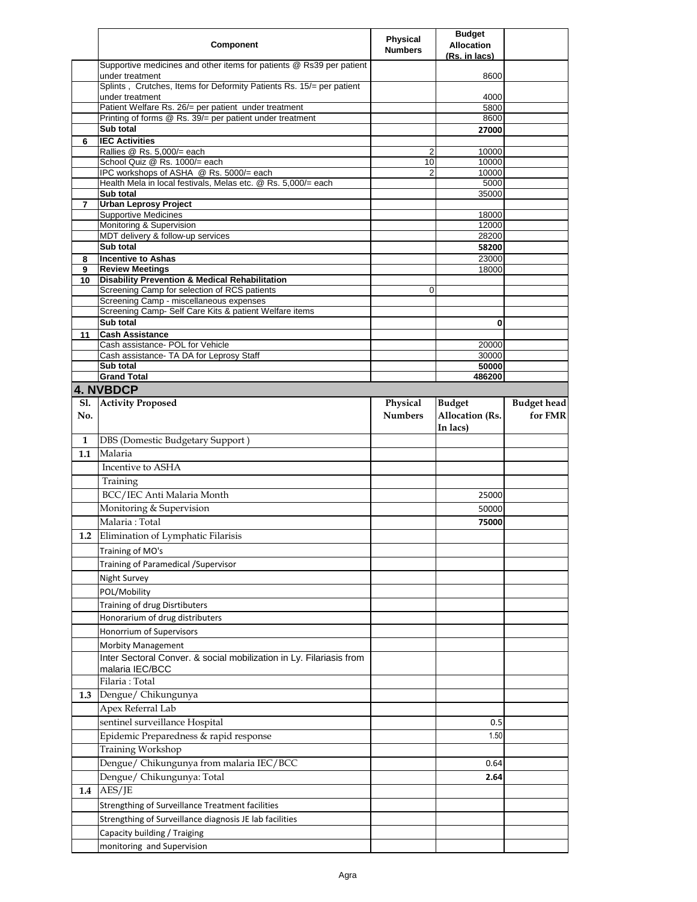| | Component | Physical Numbers | Budget Allocation (Rs. in lacs) | |
|---|---|---|---|---|
| | Supportive medicines and other items for patients @ Rs39 per patient under treatment | | 8600 | |
| | Splints , Crutches, Items for Deformity Patients Rs. 15/= per patient under treatment | | 4000 | |
| | Patient Welfare Rs. 26/= per patient under treatment | | 5800 | |
| | Printing of forms @ Rs. 39/= per patient under treatment | | 8600 | |
| | **Sub total** | | **27000** | |
| **6** | **IEC Activities** | | | |
| | Rallies @ Rs. 5,000/= each | 2 | 10000 | |
| | School Quiz @ Rs. 1000/= each | 10 | 10000 | |
| | IPC workshops of ASHA @ Rs. 5000/= each | 2 | 10000 | |
| | Health Mela in local festivals, Melas etc. @ Rs. 5,000/= each | | 5000 | |
| | **Sub total** | | 35000 | |
| **7** | **Urban Leprosy Project** | | | |
| | Supportive Medicines | | 18000 | |
| | Monitoring & Supervision | | 12000 | |
| | MDT delivery & follow-up services | | 28200 | |
| | **Sub total** | | **58200** | |
| **8** | **Incentive to Ashas** | | 23000 | |
| **9** | **Review Meetings** | | 18000 | |
| **10** | **Disability Prevention & Medical Rehabilitation** | | | |
| | Screening Camp for selection of RCS patients | 0 | | |
| | Screening Camp - miscellaneous expenses | | | |
| | Screening Camp- Self Care Kits & patient Welfare items | | | |
| | **Sub total** | | **0** | |
| **11** | **Cash Assistance** | | | |
| | Cash assistance- POL for Vehicle | | 20000 | |
| | Cash assistance- TA DA for Leprosy Staff | | 30000 | |
| | **Sub total** | | **50000** | |
| | **Grand Total** | | **486200** | |

## 4. NVBDCP

| Sl. No. | Activity Proposed | Physical Numbers | Budget Allocation (Rs. In lacs) | Budget head for FMR |
|---|---|---|---|---|
| **1** | DBS (Domestic Budgetary Support ) | | | |
| **1.1** | Malaria | | | |
| | Incentive to ASHA | | | |
| | Training | | | |
| | BCC/IEC Anti Malaria Month | | 25000 | |
| | Monitoring & Supervision | | 50000 | |
| | Malaria : Total | | **75000** | |
| **1.2** | Elimination of Lymphatic Filarisis | | | |
| | Training of MO's | | | |
| | Training of Paramedical /Supervisor | | | |
| | Night Survey | | | |
| | POL/Mobility | | | |
| | Training of drug Disrtibuters | | | |
| | Honorarium of drug distributers | | | |
| | Honorrium of Supervisors | | | |
| | Morbity Management | | | |
| | Inter Sectoral Conver. & social mobilization in Ly. Filariasis from malaria IEC/BCC | | | |
| | Filaria : Total | | | |
| **1.3** | Dengue/ Chikungunya | | | |
| | Apex Referral Lab | | | |
| | sentinel surveillance Hospital | | 0.5 | |
| | Epidemic Preparedness & rapid response | | 1.50 | |
| | Training Workshop | | | |
| | Dengue/ Chikungunya from malaria IEC/BCC | | 0.64 | |
| | Dengue/ Chikungunya: Total | | **2.64** | |
| **1.4** | AES/JE | | | |
| | Strengthing of Surveillance Treatment facilities | | | |
| | Strengthing of Surveillance diagnosis JE lab facilities | | | |
| | Capacity building / Traiging | | | |
| | monitoring and Supervision | | | |

Agra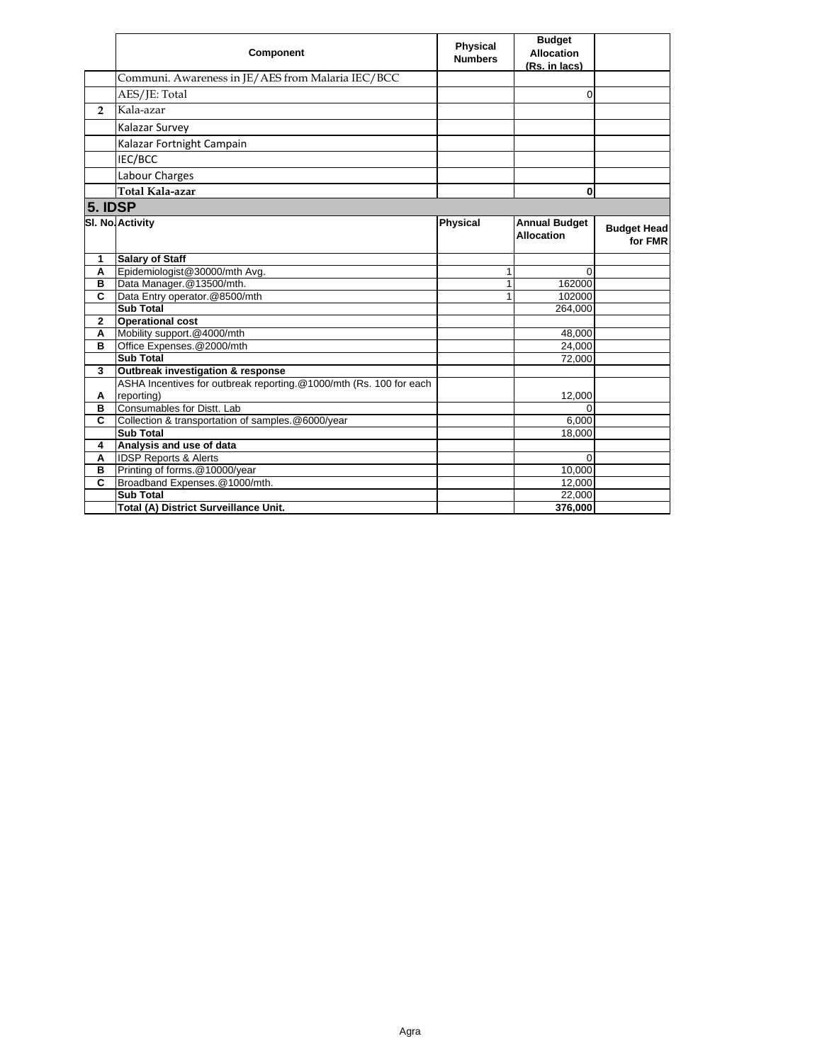| | Component | Physical Numbers | Budget Allocation (Rs. in lacs) | |
|---|---|---|---|---|
| | Communi. Awareness in JE/AES from Malaria IEC/BCC | | | |
| | AES/JE: Total | | 0 | |
| 2 | Kala-azar | | | |
| | Kalazar Survey | | | |
| | Kalazar Fortnight Campain | | | |
| | IEC/BCC | | | |
| | Labour Charges | | | |
| | **Total Kala-azar** | | **0** | |

## 5. IDSP

| Sl. No. | Activity | Physical | Annual Budget Allocation | Budget Head for FMR |
|---|---|---|---|---|
| 1 | **Salary of Staff** | | | |
| A | Epidemiologist@30000/mth Avg. | 1 | 0 | |
| B | Data Manager.@13500/mth. | 1 | 162000 | |
| C | Data Entry operator.@8500/mth | 1 | 102000 | |
| | **Sub Total** | | 264,000 | |
| 2 | **Operational cost** | | | |
| A | Mobility support.@4000/mth | | 48,000 | |
| B | Office Expenses.@2000/mth | | 24,000 | |
| | **Sub Total** | | 72,000 | |
| 3 | **Outbreak investigation & response** | | | |
| A | ASHA Incentives for outbreak reporting.@1000/mth (Rs. 100 for each reporting) | | 12,000 | |
| B | Consumables for Distt. Lab | | 0 | |
| C | Collection & transportation of samples.@6000/year | | 6,000 | |
| | **Sub Total** | | 18,000 | |
| 4 | **Analysis and use of data** | | | |
| A | IDSP Reports & Alerts | | 0 | |
| B | Printing of forms.@10000/year | | 10,000 | |
| C | Broadband Expenses.@1000/mth. | | 12,000 | |
| | **Sub Total** | | 22,000 | |
| | **Total (A) District Surveillance Unit.** | | **376,000** | |

Agra